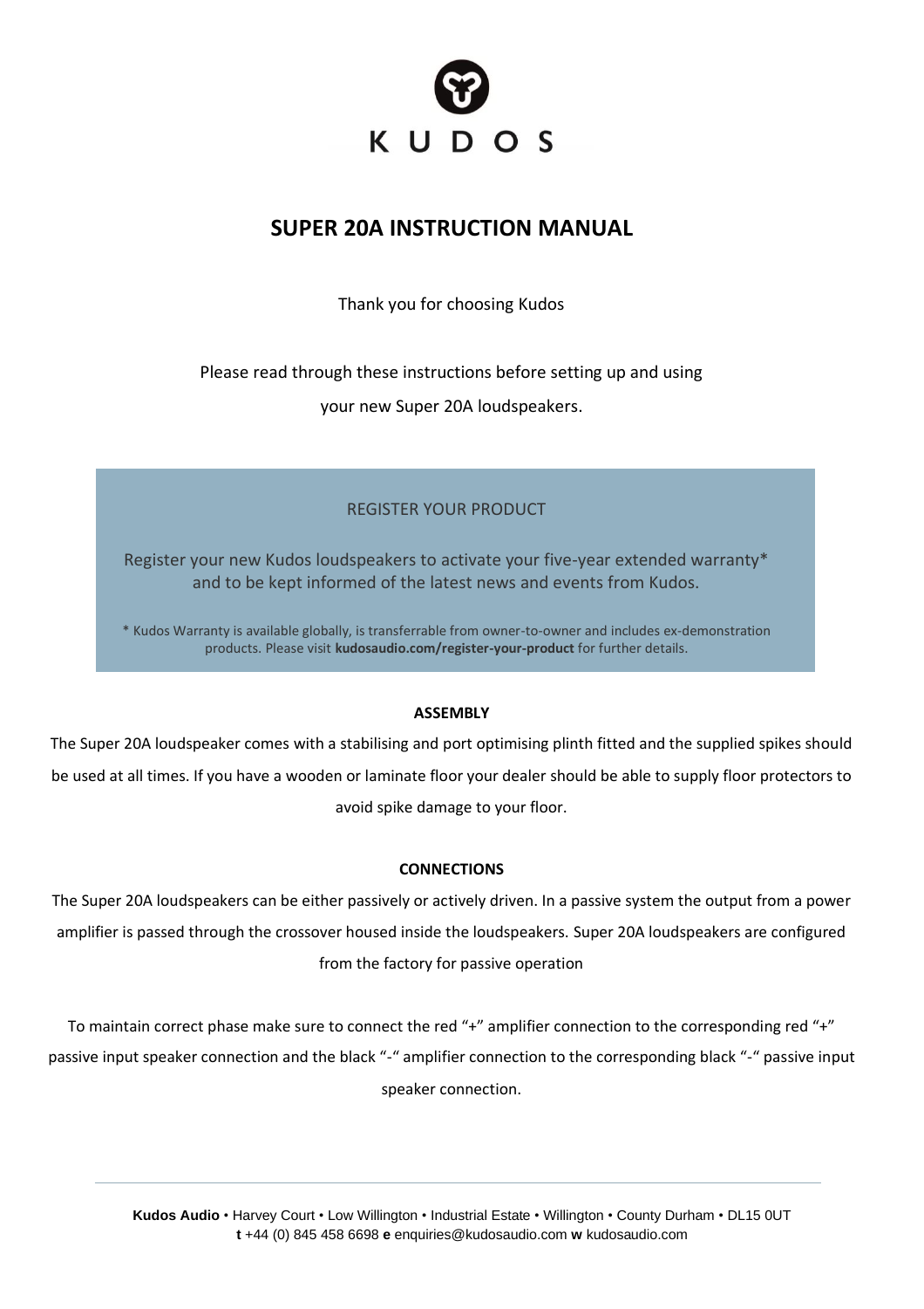KUDOS

# SUPER 20A INSTRUCTION MANUAL

Thank you for choosing Kudos

Please read through these instructions before setting up and using your new Super 20A loudspeakers.

REGISTER YOUR PRODUCT

Register your new Kudos loudspeakers to activate your five-year extended warranty* and to be kept informed of the latest news and events from Kudos.

* Kudos Warranty is available globally, is transferrable from owner-to-owner and includes ex-demonstration products. Please visit **kudosaudio.com/register-your-product** for further details.

**ASSEMBLY**

The Super 20A loudspeaker comes with a stabilising and port optimising plinth fitted and the supplied spikes should be used at all times. If you have a wooden or laminate floor your dealer should be able to supply floor protectors to avoid spike damage to your floor.

**CONNECTIONS**

The Super 20A loudspeakers can be either passively or actively driven. In a passive system the output from a power amplifier is passed through the crossover housed inside the loudspeakers. Super 20A loudspeakers are configured from the factory for passive operation

To maintain correct phase make sure to connect the red "+" amplifier connection to the corresponding red "+" passive input speaker connection and the black "-" amplifier connection to the corresponding black "-" passive input speaker connection.

**Kudos Audio** • Harvey Court • Low Willington • Industrial Estate • Willington • County Durham • DL15 0UT
**t** +44 (0) 845 458 6698 **e** enquiries@kudosaudio.com **w** kudosaudio.com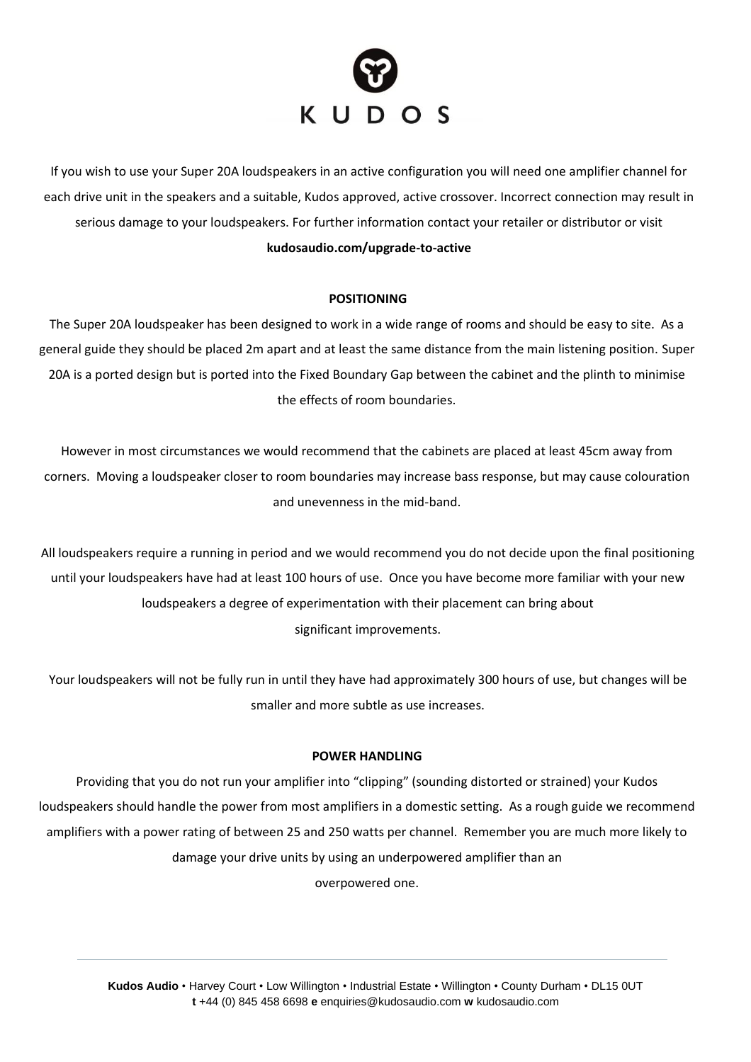If you wish to use your Super 20A loudspeakers in an active configuration you will need one amplifier channel for each drive unit in the speakers and a suitable, Kudos approved, active crossover. Incorrect connection may result in serious damage to your loudspeakers. For further information contact your retailer or distributor or visit **kudosaudio.com/upgrade-to-active**

**POSITIONING**

The Super 20A loudspeaker has been designed to work in a wide range of rooms and should be easy to site. As a general guide they should be placed 2m apart and at least the same distance from the main listening position. Super 20A is a ported design but is ported into the Fixed Boundary Gap between the cabinet and the plinth to minimise the effects of room boundaries.

However in most circumstances we would recommend that the cabinets are placed at least 45cm away from corners. Moving a loudspeaker closer to room boundaries may increase bass response, but may cause colouration and unevenness in the mid-band.

All loudspeakers require a running in period and we would recommend you do not decide upon the final positioning until your loudspeakers have had at least 100 hours of use. Once you have become more familiar with your new loudspeakers a degree of experimentation with their placement can bring about significant improvements.

Your loudspeakers will not be fully run in until they have had approximately 300 hours of use, but changes will be smaller and more subtle as use increases.

**POWER HANDLING**

Providing that you do not run your amplifier into "clipping" (sounding distorted or strained) your Kudos loudspeakers should handle the power from most amplifiers in a domestic setting. As a rough guide we recommend amplifiers with a power rating of between 25 and 250 watts per channel. Remember you are much more likely to damage your drive units by using an underpowered amplifier than an overpowered one.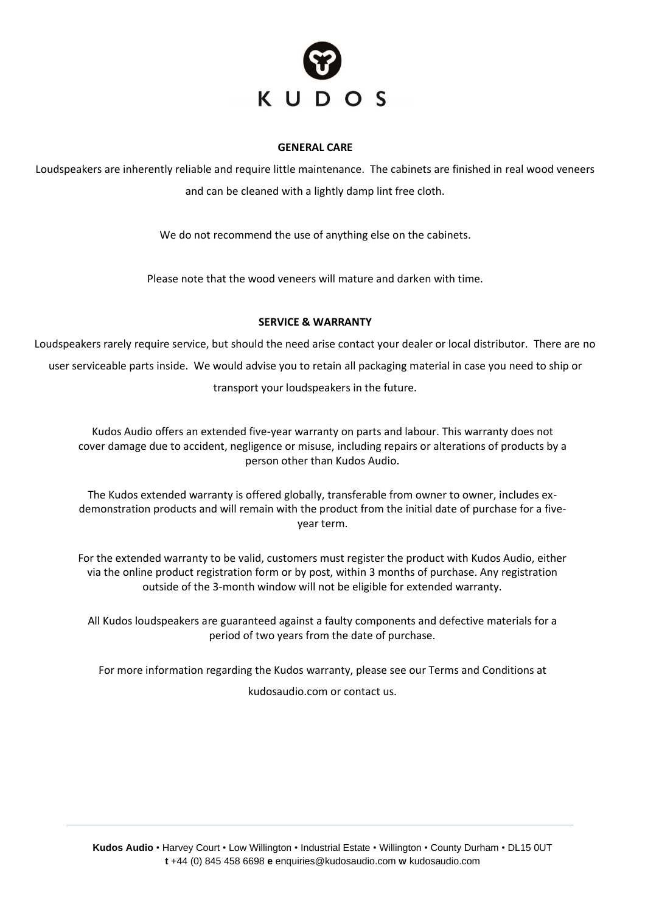KUDOS

## GENERAL CARE

Loudspeakers are inherently reliable and require little maintenance. The cabinets are finished in real wood veneers and can be cleaned with a lightly damp lint free cloth.

We do not recommend the use of anything else on the cabinets.

Please note that the wood veneers will mature and darken with time.

## SERVICE & WARRANTY

Loudspeakers rarely require service, but should the need arise contact your dealer or local distributor. There are no user serviceable parts inside. We would advise you to retain all packaging material in case you need to ship or transport your loudspeakers in the future.

Kudos Audio offers an extended five-year warranty on parts and labour. This warranty does not cover damage due to accident, negligence or misuse, including repairs or alterations of products by a person other than Kudos Audio.

The Kudos extended warranty is offered globally, transferable from owner to owner, includes ex-demonstration products and will remain with the product from the initial date of purchase for a five-year term.

For the extended warranty to be valid, customers must register the product with Kudos Audio, either via the online product registration form or by post, within 3 months of purchase. Any registration outside of the 3-month window will not be eligible for extended warranty.

All Kudos loudspeakers are guaranteed against a faulty components and defective materials for a period of two years from the date of purchase.

For more information regarding the Kudos warranty, please see our Terms and Conditions at kudosaudio.com or contact us.

**Kudos Audio** • Harvey Court • Low Willington • Industrial Estate • Willington • County Durham • DL15 0UT
**t** +44 (0) 845 458 6698 **e** enquiries@kudosaudio.com **w** kudosaudio.com